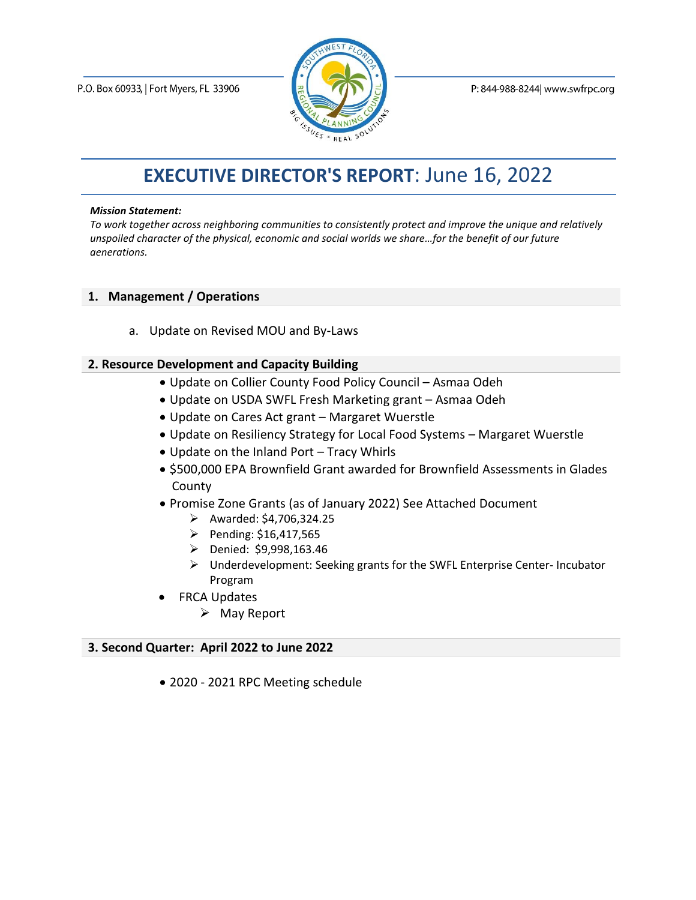P.O. Box 60933, | Fort Myers, FL 33906

P: 844-988-8244| www.swfrpc.org

# **EXECUTIVE DIRECTOR'S REPORT**: June 16, 2022

***Mission Statement:***
*To work together across neighboring communities to consistently protect and improve the unique and relatively unspoiled character of the physical, economic and social worlds we share…for the benefit of our future generations.*

## 1. Management / Operations

a. Update on Revised MOU and By-Laws

## 2. Resource Development and Capacity Building

- Update on Collier County Food Policy Council – Asmaa Odeh
- Update on USDA SWFL Fresh Marketing grant – Asmaa Odeh
- Update on Cares Act grant – Margaret Wuerstle
- Update on Resiliency Strategy for Local Food Systems – Margaret Wuerstle
- Update on the Inland Port – Tracy Whirls
- $500,000 EPA Brownfield Grant awarded for Brownfield Assessments in Glades County
- Promise Zone Grants (as of January 2022) See Attached Document
    - Awarded: $4,706,324.25
    - Pending: $16,417,565
    - Denied: $9,998,163.46
    - Underdevelopment: Seeking grants for the SWFL Enterprise Center- Incubator Program
- FRCA Updates
    - May Report

## 3. Second Quarter: April 2022 to June 2022

- 2020 - 2021 RPC Meeting schedule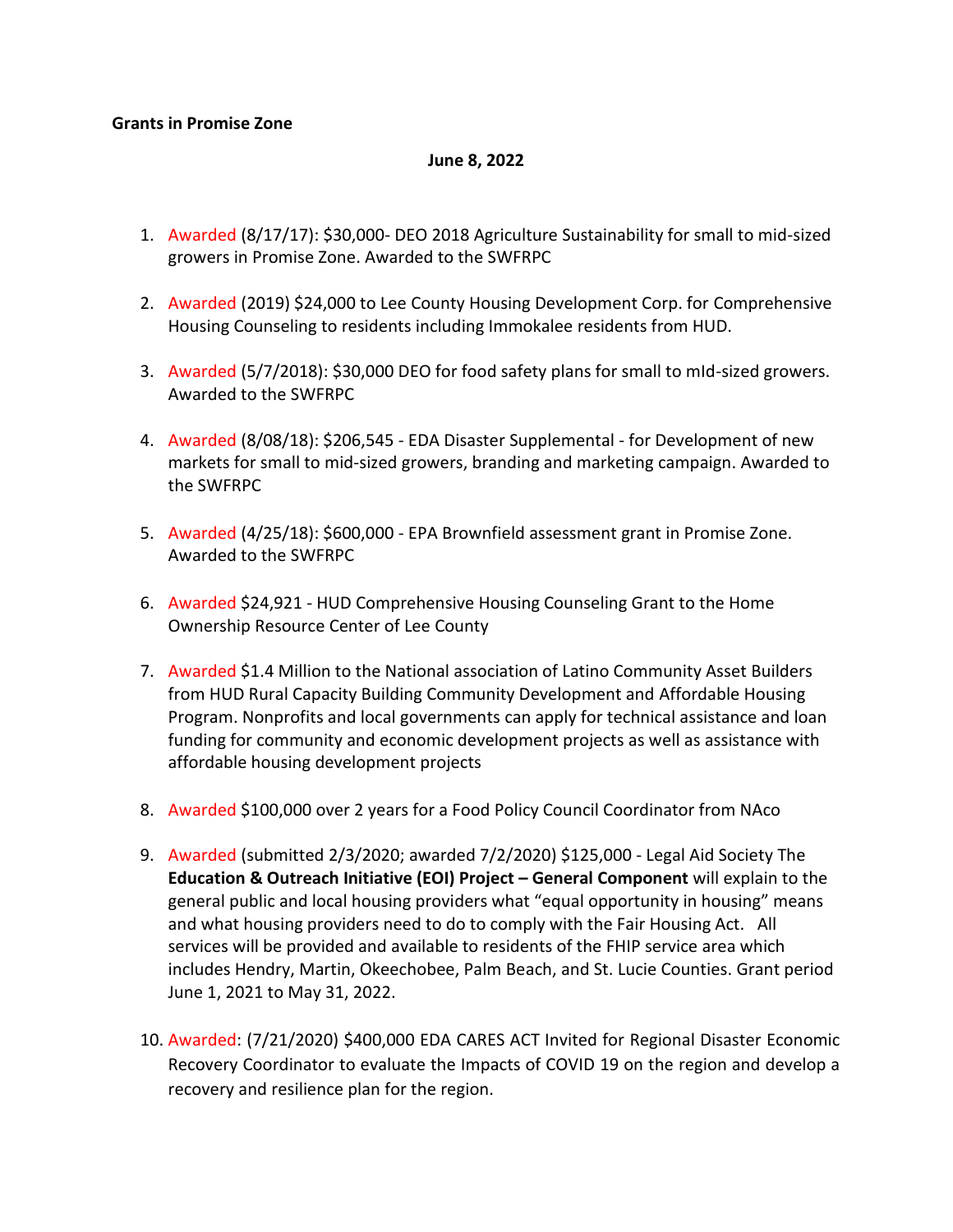**Grants in Promise Zone**

**June 8, 2022**

1. Awarded (8/17/17): $30,000- DEO 2018 Agriculture Sustainability for small to mid-sized growers in Promise Zone. Awarded to the SWFRPC

2. Awarded (2019) $24,000 to Lee County Housing Development Corp. for Comprehensive Housing Counseling to residents including Immokalee residents from HUD.

3. Awarded (5/7/2018): $30,000 DEO for food safety plans for small to mId-sized growers. Awarded to the SWFRPC

4. Awarded (8/08/18): $206,545 - EDA Disaster Supplemental - for Development of new markets for small to mid-sized growers, branding and marketing campaign. Awarded to the SWFRPC

5. Awarded (4/25/18): $600,000 - EPA Brownfield assessment grant in Promise Zone. Awarded to the SWFRPC

6. Awarded $24,921 - HUD Comprehensive Housing Counseling Grant to the Home Ownership Resource Center of Lee County

7. Awarded $1.4 Million to the National association of Latino Community Asset Builders from HUD Rural Capacity Building Community Development and Affordable Housing Program. Nonprofits and local governments can apply for technical assistance and loan funding for community and economic development projects as well as assistance with affordable housing development projects

8. Awarded $100,000 over 2 years for a Food Policy Council Coordinator from NAco

9. Awarded (submitted 2/3/2020; awarded 7/2/2020) $125,000 - Legal Aid Society The **Education & Outreach Initiative (EOI) Project – General Component** will explain to the general public and local housing providers what "equal opportunity in housing" means and what housing providers need to do to comply with the Fair Housing Act. All services will be provided and available to residents of the FHIP service area which includes Hendry, Martin, Okeechobee, Palm Beach, and St. Lucie Counties. Grant period June 1, 2021 to May 31, 2022.

10. Awarded: (7/21/2020) $400,000 EDA CARES ACT Invited for Regional Disaster Economic Recovery Coordinator to evaluate the Impacts of COVID 19 on the region and develop a recovery and resilience plan for the region.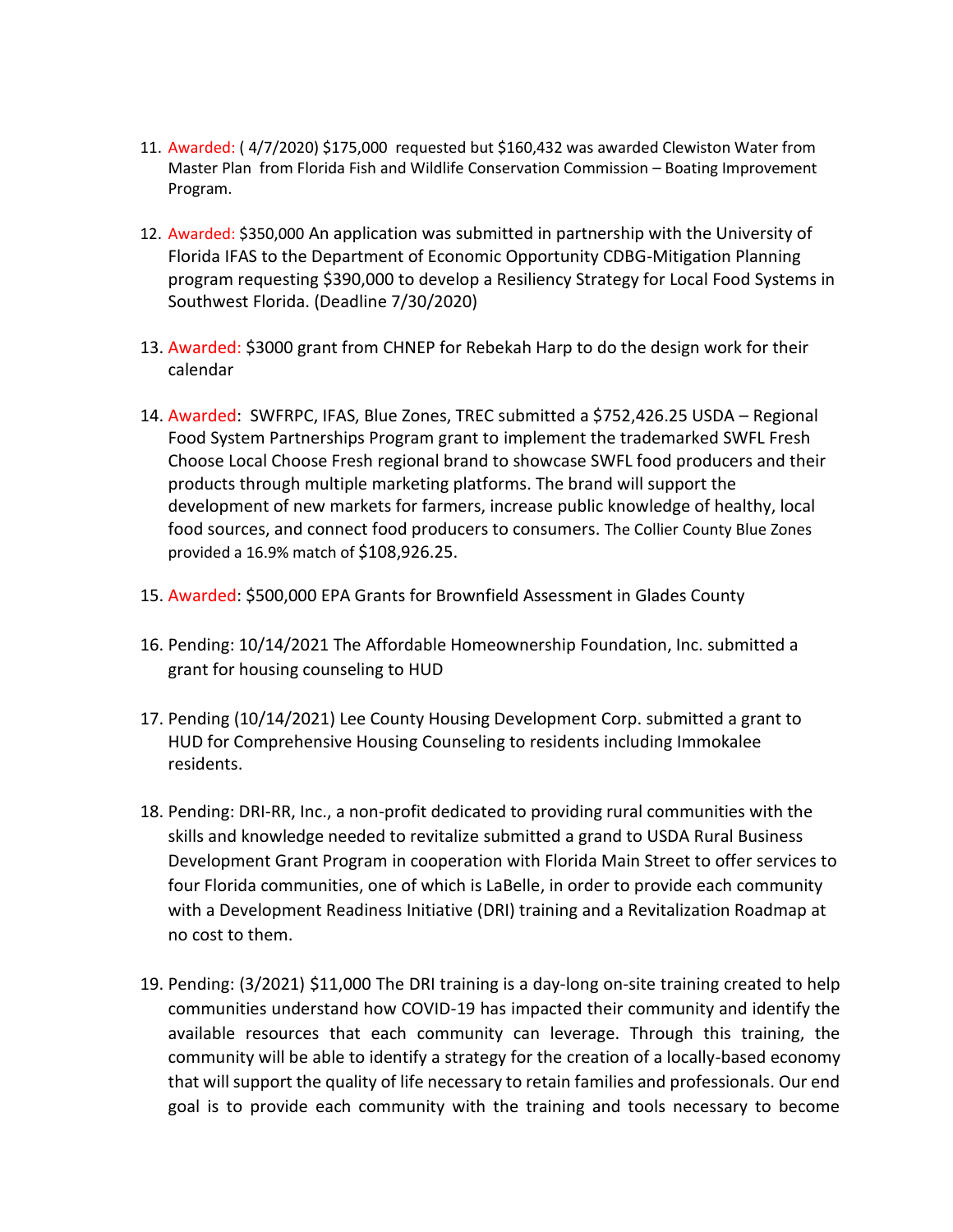11. Awarded: ( 4/7/2020) $175,000 requested but $160,432 was awarded Clewiston Water from Master Plan from Florida Fish and Wildlife Conservation Commission – Boating Improvement Program.

12. Awarded: $350,000 An application was submitted in partnership with the University of Florida IFAS to the Department of Economic Opportunity CDBG-Mitigation Planning program requesting $390,000 to develop a Resiliency Strategy for Local Food Systems in Southwest Florida. (Deadline 7/30/2020)

13. Awarded: $3000 grant from CHNEP for Rebekah Harp to do the design work for their calendar

14. Awarded: SWFRPC, IFAS, Blue Zones, TREC submitted a $752,426.25 USDA – Regional Food System Partnerships Program grant to implement the trademarked SWFL Fresh Choose Local Choose Fresh regional brand to showcase SWFL food producers and their products through multiple marketing platforms. The brand will support the development of new markets for farmers, increase public knowledge of healthy, local food sources, and connect food producers to consumers. The Collier County Blue Zones provided a 16.9% match of $108,926.25.

15. Awarded: $500,000 EPA Grants for Brownfield Assessment in Glades County

16. Pending: 10/14/2021 The Affordable Homeownership Foundation, Inc. submitted a grant for housing counseling to HUD

17. Pending (10/14/2021) Lee County Housing Development Corp. submitted a grant to HUD for Comprehensive Housing Counseling to residents including Immokalee residents.

18. Pending: DRI-RR, Inc., a non-profit dedicated to providing rural communities with the skills and knowledge needed to revitalize submitted a grand to USDA Rural Business Development Grant Program in cooperation with Florida Main Street to offer services to four Florida communities, one of which is LaBelle, in order to provide each community with a Development Readiness Initiative (DRI) training and a Revitalization Roadmap at no cost to them.

19. Pending: (3/2021) $11,000 The DRI training is a day-long on-site training created to help communities understand how COVID-19 has impacted their community and identify the available resources that each community can leverage. Through this training, the community will be able to identify a strategy for the creation of a locally-based economy that will support the quality of life necessary to retain families and professionals. Our end goal is to provide each community with the training and tools necessary to become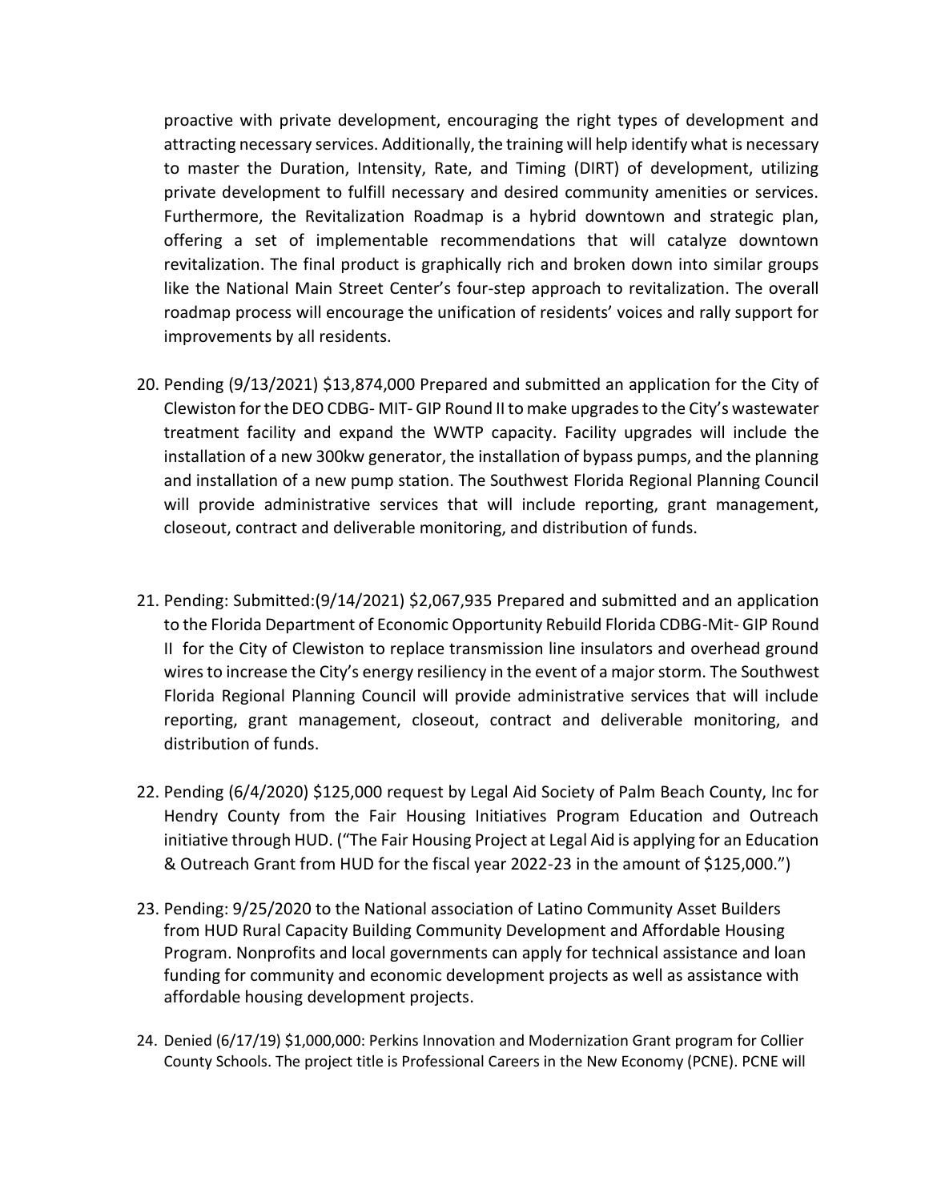proactive with private development, encouraging the right types of development and attracting necessary services. Additionally, the training will help identify what is necessary to master the Duration, Intensity, Rate, and Timing (DIRT) of development, utilizing private development to fulfill necessary and desired community amenities or services. Furthermore, the Revitalization Roadmap is a hybrid downtown and strategic plan, offering a set of implementable recommendations that will catalyze downtown revitalization. The final product is graphically rich and broken down into similar groups like the National Main Street Center's four-step approach to revitalization. The overall roadmap process will encourage the unification of residents' voices and rally support for improvements by all residents.

20. Pending (9/13/2021) $13,874,000 Prepared and submitted an application for the City of Clewiston for the DEO CDBG- MIT- GIP Round II to make upgrades to the City's wastewater treatment facility and expand the WWTP capacity. Facility upgrades will include the installation of a new 300kw generator, the installation of bypass pumps, and the planning and installation of a new pump station. The Southwest Florida Regional Planning Council will provide administrative services that will include reporting, grant management, closeout, contract and deliverable monitoring, and distribution of funds.

21. Pending: Submitted:(9/14/2021) $2,067,935 Prepared and submitted and an application to the Florida Department of Economic Opportunity Rebuild Florida CDBG-Mit- GIP Round II for the City of Clewiston to replace transmission line insulators and overhead ground wires to increase the City's energy resiliency in the event of a major storm. The Southwest Florida Regional Planning Council will provide administrative services that will include reporting, grant management, closeout, contract and deliverable monitoring, and distribution of funds.

22. Pending (6/4/2020) $125,000 request by Legal Aid Society of Palm Beach County, Inc for Hendry County from the Fair Housing Initiatives Program Education and Outreach initiative through HUD. ("The Fair Housing Project at Legal Aid is applying for an Education & Outreach Grant from HUD for the fiscal year 2022-23 in the amount of $125,000.")

23. Pending: 9/25/2020 to the National association of Latino Community Asset Builders from HUD Rural Capacity Building Community Development and Affordable Housing Program. Nonprofits and local governments can apply for technical assistance and loan funding for community and economic development projects as well as assistance with affordable housing development projects.

24. Denied (6/17/19) $1,000,000: Perkins Innovation and Modernization Grant program for Collier County Schools. The project title is Professional Careers in the New Economy (PCNE). PCNE will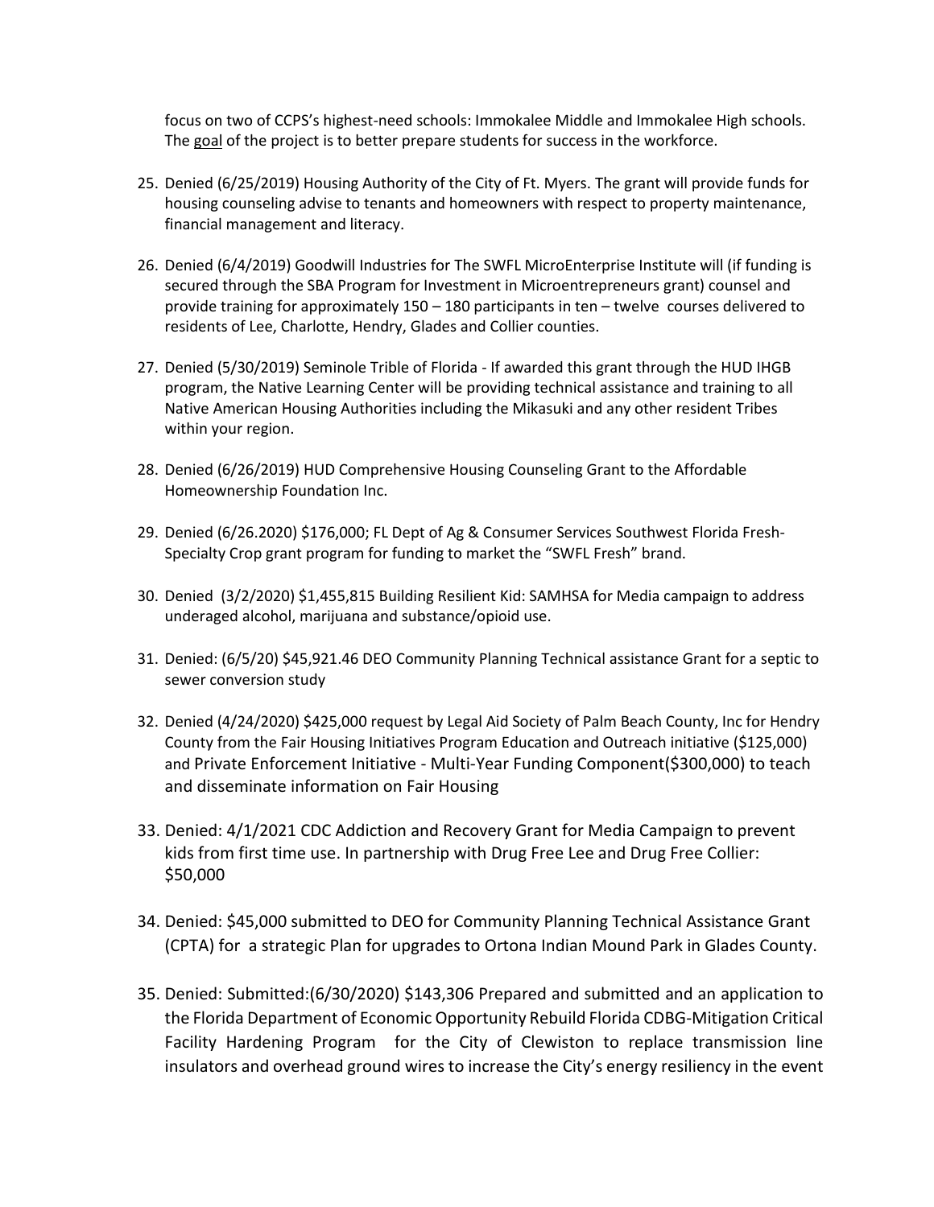focus on two of CCPS's highest-need schools: Immokalee Middle and Immokalee High schools. The goal of the project is to better prepare students for success in the workforce.

25. Denied (6/25/2019) Housing Authority of the City of Ft. Myers. The grant will provide funds for housing counseling advise to tenants and homeowners with respect to property maintenance, financial management and literacy.

26. Denied (6/4/2019) Goodwill Industries for The SWFL MicroEnterprise Institute will (if funding is secured through the SBA Program for Investment in Microentrepreneurs grant) counsel and provide training for approximately 150 – 180 participants in ten – twelve courses delivered to residents of Lee, Charlotte, Hendry, Glades and Collier counties.

27. Denied (5/30/2019) Seminole Trible of Florida - If awarded this grant through the HUD IHGB program, the Native Learning Center will be providing technical assistance and training to all Native American Housing Authorities including the Mikasuki and any other resident Tribes within your region.

28. Denied (6/26/2019) HUD Comprehensive Housing Counseling Grant to the Affordable Homeownership Foundation Inc.

29. Denied (6/26.2020) $176,000; FL Dept of Ag & Consumer Services Southwest Florida Fresh-Specialty Crop grant program for funding to market the "SWFL Fresh" brand.

30. Denied (3/2/2020) $1,455,815 Building Resilient Kid: SAMHSA for Media campaign to address underaged alcohol, marijuana and substance/opioid use.

31. Denied: (6/5/20) $45,921.46 DEO Community Planning Technical assistance Grant for a septic to sewer conversion study

32. Denied (4/24/2020) $425,000 request by Legal Aid Society of Palm Beach County, Inc for Hendry County from the Fair Housing Initiatives Program Education and Outreach initiative ($125,000) and Private Enforcement Initiative - Multi-Year Funding Component($300,000) to teach and disseminate information on Fair Housing

33. Denied: 4/1/2021 CDC Addiction and Recovery Grant for Media Campaign to prevent kids from first time use. In partnership with Drug Free Lee and Drug Free Collier: $50,000

34. Denied: $45,000 submitted to DEO for Community Planning Technical Assistance Grant (CPTA) for a strategic Plan for upgrades to Ortona Indian Mound Park in Glades County.

35. Denied: Submitted:(6/30/2020) $143,306 Prepared and submitted and an application to the Florida Department of Economic Opportunity Rebuild Florida CDBG-Mitigation Critical Facility Hardening Program for the City of Clewiston to replace transmission line insulators and overhead ground wires to increase the City's energy resiliency in the event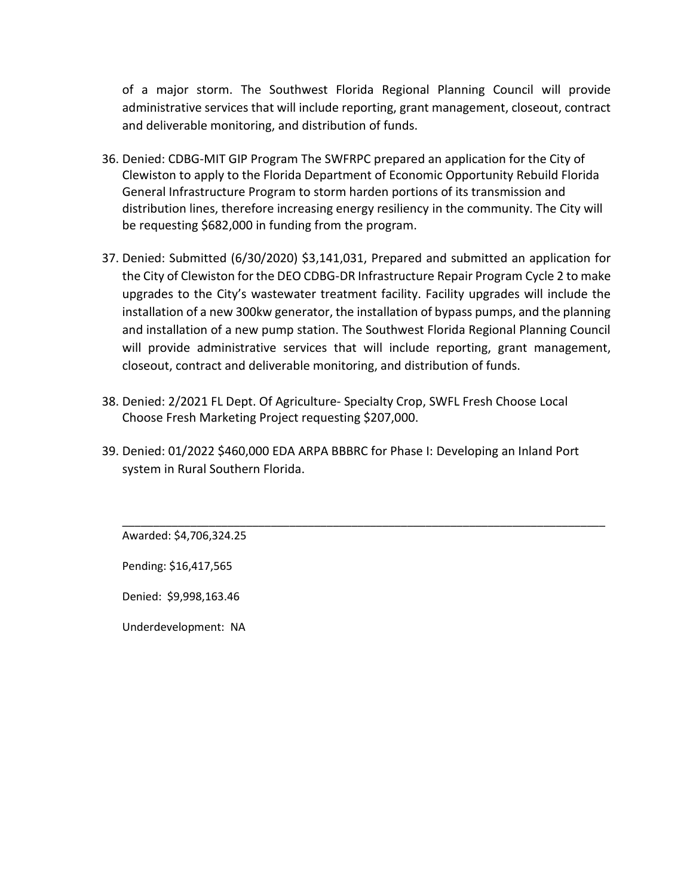of a major storm. The Southwest Florida Regional Planning Council will provide administrative services that will include reporting, grant management, closeout, contract and deliverable monitoring, and distribution of funds.

36. Denied: CDBG-MIT GIP Program The SWFRPC prepared an application for the City of Clewiston to apply to the Florida Department of Economic Opportunity Rebuild Florida General Infrastructure Program to storm harden portions of its transmission and distribution lines, therefore increasing energy resiliency in the community. The City will be requesting $682,000 in funding from the program.

37. Denied: Submitted (6/30/2020) $3,141,031, Prepared and submitted an application for the City of Clewiston for the DEO CDBG-DR Infrastructure Repair Program Cycle 2 to make upgrades to the City's wastewater treatment facility. Facility upgrades will include the installation of a new 300kw generator, the installation of bypass pumps, and the planning and installation of a new pump station. The Southwest Florida Regional Planning Council will provide administrative services that will include reporting, grant management, closeout, contract and deliverable monitoring, and distribution of funds.

38. Denied: 2/2021 FL Dept. Of Agriculture- Specialty Crop, SWFL Fresh Choose Local Choose Fresh Marketing Project requesting $207,000.

39. Denied: 01/2022 $460,000 EDA ARPA BBBRC for Phase I: Developing an Inland Port system in Rural Southern Florida.

---

Awarded: $4,706,324.25

Pending: $16,417,565

Denied: $9,998,163.46

Underdevelopment: NA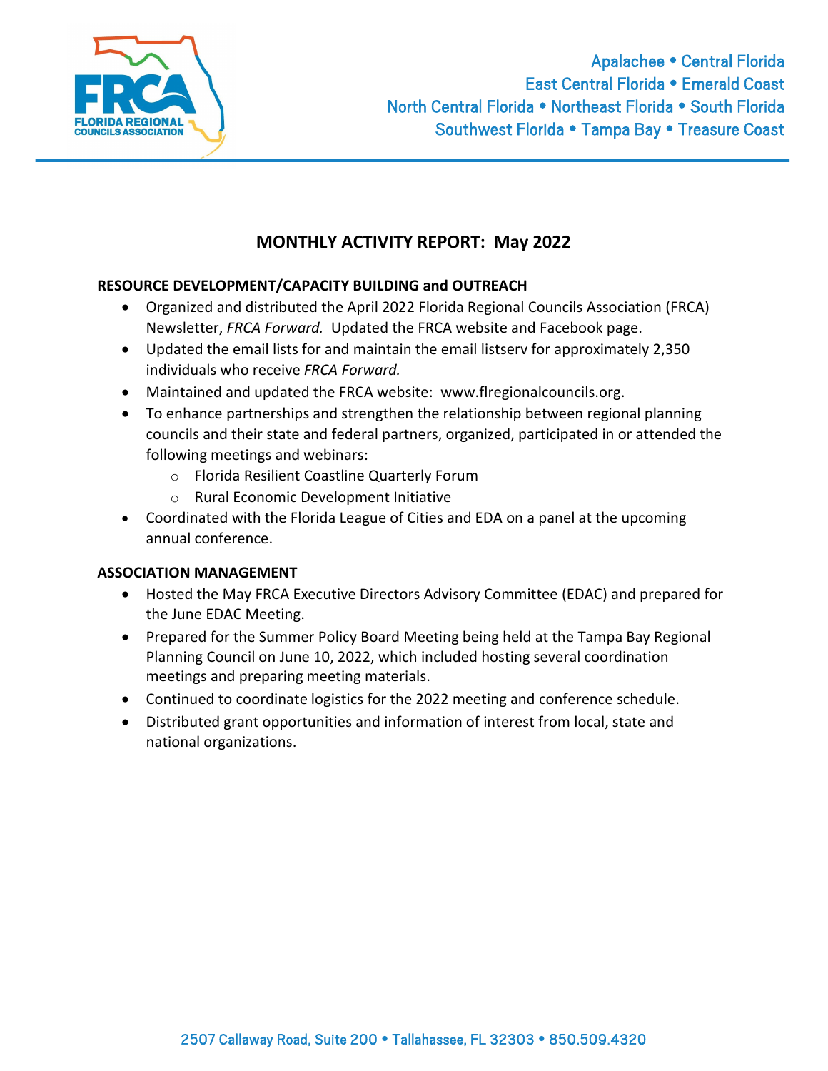Apalachee • Central Florida
East Central Florida • Emerald Coast
North Central Florida • Northeast Florida • South Florida
Southwest Florida • Tampa Bay • Treasure Coast

# MONTHLY ACTIVITY REPORT: May 2022

## RESOURCE DEVELOPMENT/CAPACITY BUILDING and OUTREACH

- Organized and distributed the April 2022 Florida Regional Councils Association (FRCA) Newsletter, *FRCA Forward.* Updated the FRCA website and Facebook page.
- Updated the email lists for and maintain the email listserv for approximately 2,350 individuals who receive *FRCA Forward.*
- Maintained and updated the FRCA website: www.flregionalcouncils.org.
- To enhance partnerships and strengthen the relationship between regional planning councils and their state and federal partners, organized, participated in or attended the following meetings and webinars:
  - Florida Resilient Coastline Quarterly Forum
  - Rural Economic Development Initiative
- Coordinated with the Florida League of Cities and EDA on a panel at the upcoming annual conference.

## ASSOCIATION MANAGEMENT

- Hosted the May FRCA Executive Directors Advisory Committee (EDAC) and prepared for the June EDAC Meeting.
- Prepared for the Summer Policy Board Meeting being held at the Tampa Bay Regional Planning Council on June 10, 2022, which included hosting several coordination meetings and preparing meeting materials.
- Continued to coordinate logistics for the 2022 meeting and conference schedule.
- Distributed grant opportunities and information of interest from local, state and national organizations.

2507 Callaway Road, Suite 200 • Tallahassee, FL 32303 • 850.509.4320